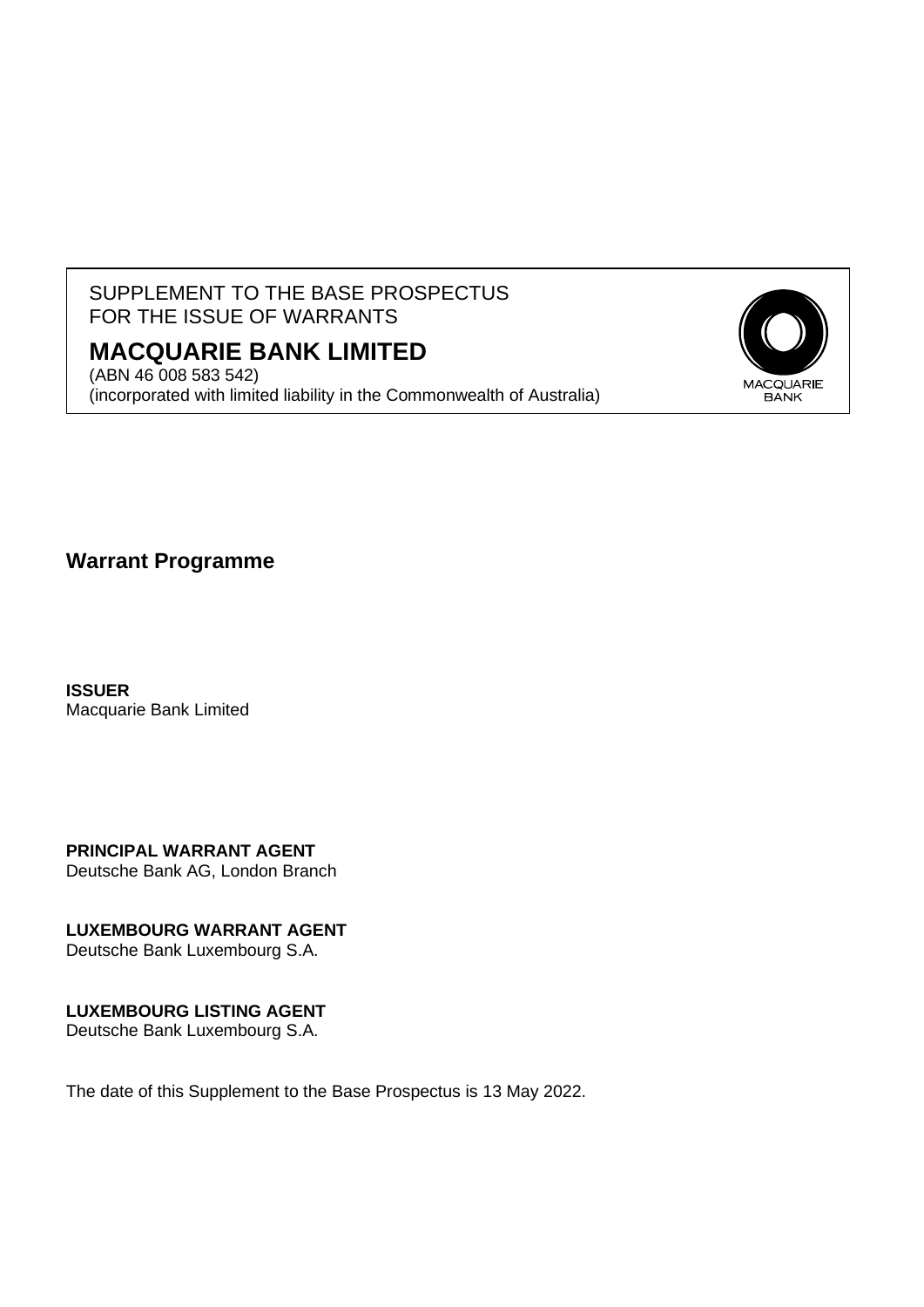SUPPLEMENT TO THE BASE PROSPECTUS
FOR THE ISSUE OF WARRANTS

# MACQUARIE BANK LIMITED

(ABN 46 008 583 542)
(incorporated with limited liability in the Commonwealth of Australia)

## Warrant Programme

**ISSUER**
Macquarie Bank Limited

**PRINCIPAL WARRANT AGENT**
Deutsche Bank AG, London Branch

**LUXEMBOURG WARRANT AGENT**
Deutsche Bank Luxembourg S.A.

**LUXEMBOURG LISTING AGENT**
Deutsche Bank Luxembourg S.A.

The date of this Supplement to the Base Prospectus is 13 May 2022.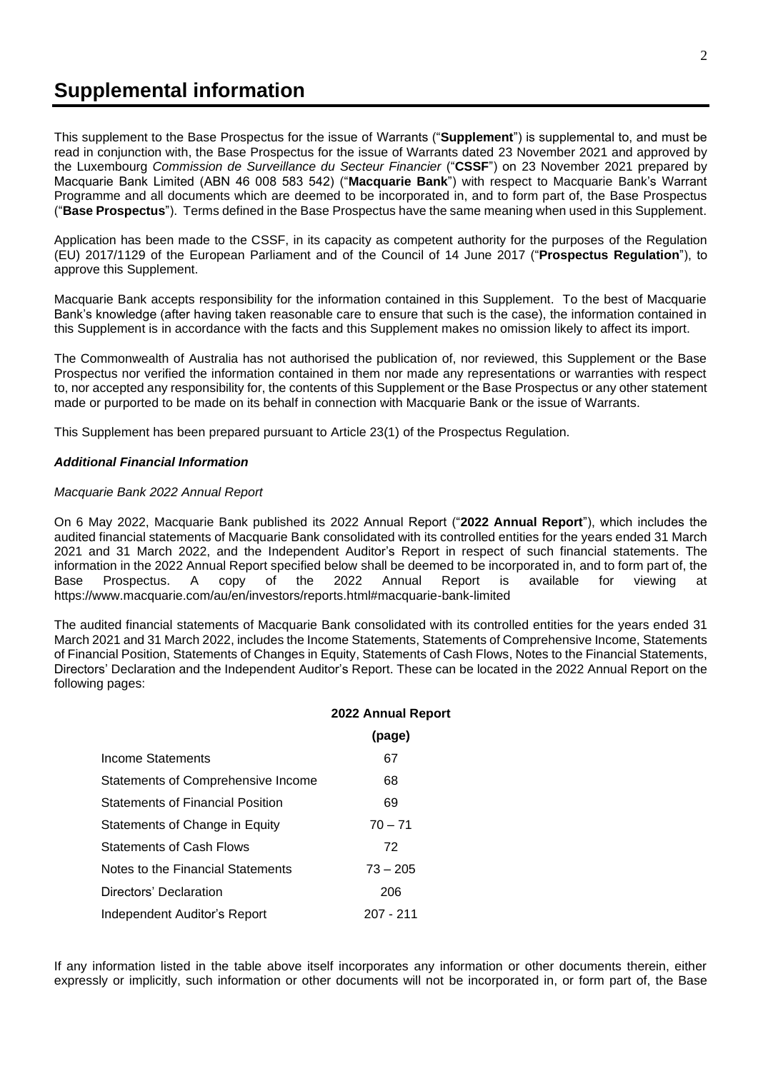# Supplemental information

This supplement to the Base Prospectus for the issue of Warrants ("**Supplement**") is supplemental to, and must be read in conjunction with, the Base Prospectus for the issue of Warrants dated 23 November 2021 and approved by the Luxembourg *Commission de Surveillance du Secteur Financier* ("**CSSF**") on 23 November 2021 prepared by Macquarie Bank Limited (ABN 46 008 583 542) ("**Macquarie Bank**") with respect to Macquarie Bank's Warrant Programme and all documents which are deemed to be incorporated in, and to form part of, the Base Prospectus ("**Base Prospectus**"). Terms defined in the Base Prospectus have the same meaning when used in this Supplement.

Application has been made to the CSSF, in its capacity as competent authority for the purposes of the Regulation (EU) 2017/1129 of the European Parliament and of the Council of 14 June 2017 ("**Prospectus Regulation**"), to approve this Supplement.

Macquarie Bank accepts responsibility for the information contained in this Supplement. To the best of Macquarie Bank's knowledge (after having taken reasonable care to ensure that such is the case), the information contained in this Supplement is in accordance with the facts and this Supplement makes no omission likely to affect its import.

The Commonwealth of Australia has not authorised the publication of, nor reviewed, this Supplement or the Base Prospectus nor verified the information contained in them nor made any representations or warranties with respect to, nor accepted any responsibility for, the contents of this Supplement or the Base Prospectus or any other statement made or purported to be made on its behalf in connection with Macquarie Bank or the issue of Warrants.

This Supplement has been prepared pursuant to Article 23(1) of the Prospectus Regulation.

***Additional Financial Information***

*Macquarie Bank 2022 Annual Report*

On 6 May 2022, Macquarie Bank published its 2022 Annual Report ("**2022 Annual Report**"), which includes the audited financial statements of Macquarie Bank consolidated with its controlled entities for the years ended 31 March 2021 and 31 March 2022, and the Independent Auditor's Report in respect of such financial statements. The information in the 2022 Annual Report specified below shall be deemed to be incorporated in, and to form part of, the Base Prospectus. A copy of the 2022 Annual Report is available for viewing at https://www.macquarie.com/au/en/investors/reports.html#macquarie-bank-limited

The audited financial statements of Macquarie Bank consolidated with its controlled entities for the years ended 31 March 2021 and 31 March 2022, includes the Income Statements, Statements of Comprehensive Income, Statements of Financial Position, Statements of Changes in Equity, Statements of Cash Flows, Notes to the Financial Statements, Directors' Declaration and the Independent Auditor's Report. These can be located in the 2022 Annual Report on the following pages:

| | **2022 Annual Report** |
|---|---|
| | **(page)** |
| Income Statements | 67 |
| Statements of Comprehensive Income | 68 |
| Statements of Financial Position | 69 |
| Statements of Change in Equity | 70 – 71 |
| Statements of Cash Flows | 72 |
| Notes to the Financial Statements | 73 – 205 |
| Directors' Declaration | 206 |
| Independent Auditor's Report | 207 - 211 |

If any information listed in the table above itself incorporates any information or other documents therein, either expressly or implicitly, such information or other documents will not be incorporated in, or form part of, the Base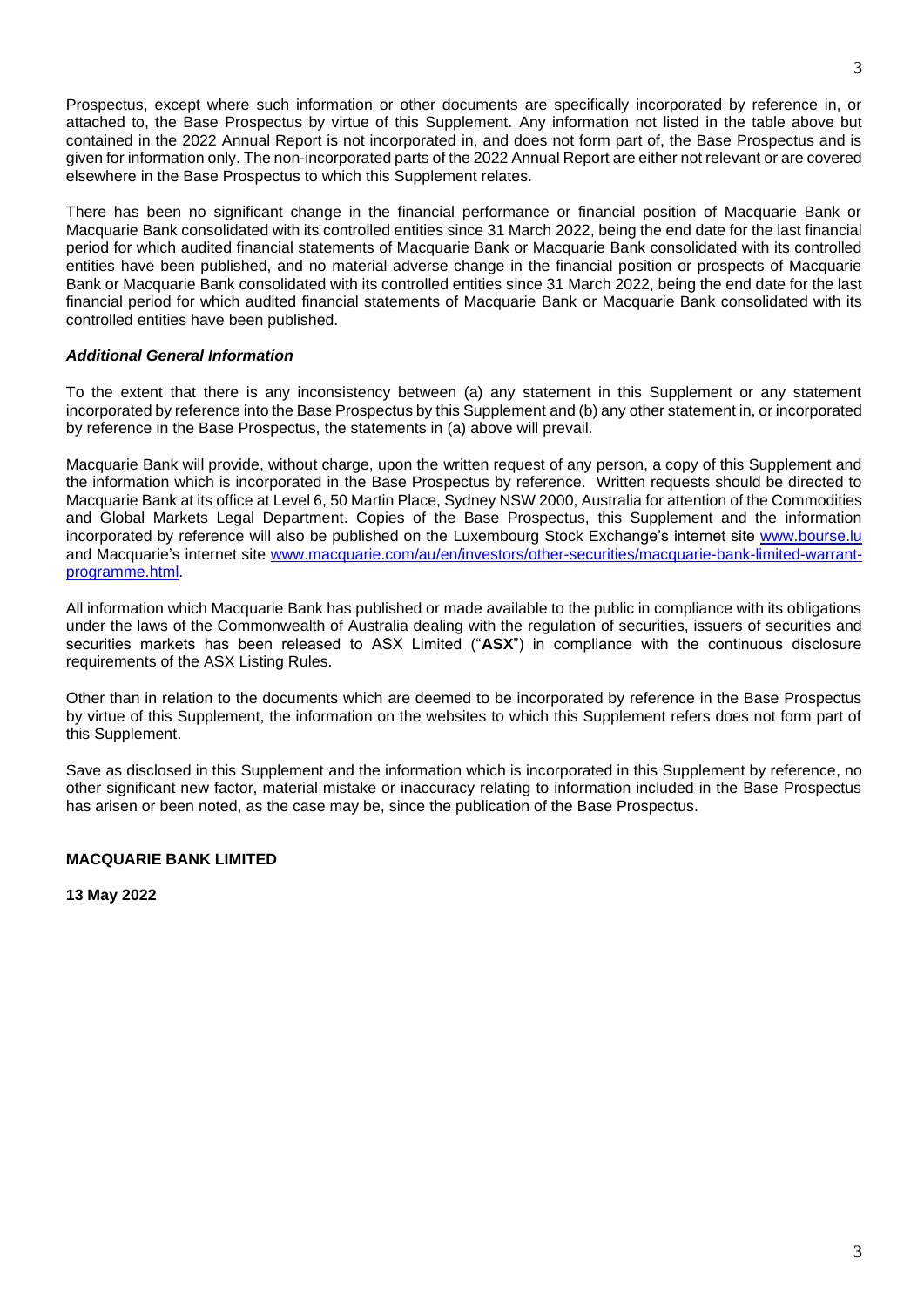Prospectus, except where such information or other documents are specifically incorporated by reference in, or attached to, the Base Prospectus by virtue of this Supplement. Any information not listed in the table above but contained in the 2022 Annual Report is not incorporated in, and does not form part of, the Base Prospectus and is given for information only. The non-incorporated parts of the 2022 Annual Report are either not relevant or are covered elsewhere in the Base Prospectus to which this Supplement relates.

There has been no significant change in the financial performance or financial position of Macquarie Bank or Macquarie Bank consolidated with its controlled entities since 31 March 2022, being the end date for the last financial period for which audited financial statements of Macquarie Bank or Macquarie Bank consolidated with its controlled entities have been published, and no material adverse change in the financial position or prospects of Macquarie Bank or Macquarie Bank consolidated with its controlled entities since 31 March 2022, being the end date for the last financial period for which audited financial statements of Macquarie Bank or Macquarie Bank consolidated with its controlled entities have been published.

***Additional General Information***

To the extent that there is any inconsistency between (a) any statement in this Supplement or any statement incorporated by reference into the Base Prospectus by this Supplement and (b) any other statement in, or incorporated by reference in the Base Prospectus, the statements in (a) above will prevail.

Macquarie Bank will provide, without charge, upon the written request of any person, a copy of this Supplement and the information which is incorporated in the Base Prospectus by reference. Written requests should be directed to Macquarie Bank at its office at Level 6, 50 Martin Place, Sydney NSW 2000, Australia for attention of the Commodities and Global Markets Legal Department. Copies of the Base Prospectus, this Supplement and the information incorporated by reference will also be published on the Luxembourg Stock Exchange's internet site www.bourse.lu and Macquarie's internet site www.macquarie.com/au/en/investors/other-securities/macquarie-bank-limited-warrant-programme.html.

All information which Macquarie Bank has published or made available to the public in compliance with its obligations under the laws of the Commonwealth of Australia dealing with the regulation of securities, issuers of securities and securities markets has been released to ASX Limited ("**ASX**") in compliance with the continuous disclosure requirements of the ASX Listing Rules.

Other than in relation to the documents which are deemed to be incorporated by reference in the Base Prospectus by virtue of this Supplement, the information on the websites to which this Supplement refers does not form part of this Supplement.

Save as disclosed in this Supplement and the information which is incorporated in this Supplement by reference, no other significant new factor, material mistake or inaccuracy relating to information included in the Base Prospectus has arisen or been noted, as the case may be, since the publication of the Base Prospectus.

**MACQUARIE BANK LIMITED**

**13 May 2022**